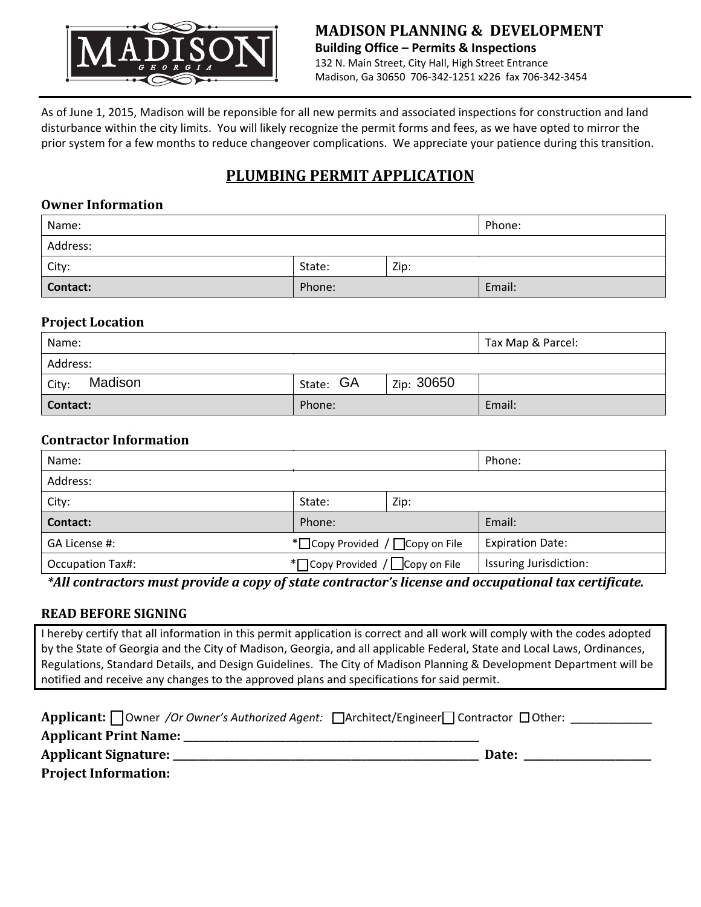# MADISON PLANNING & DEVELOPMENT

**Building Office – Permits & Inspections**

132 N. Main Street, City Hall, High Street Entrance

Madison, Ga 30650 706-342-1251 x226 fax 706-342-3454

As of June 1, 2015, Madison will be reponsible for all new permits and associated inspections for construction and land disturbance within the city limits. You will likely recognize the permit forms and fees, as we have opted to mirror the prior system for a few months to reduce changeover complications. We appreciate your patience during this transition.

## PLUMBING PERMIT APPLICATION

### Owner Information

| Name: | | | Phone: |
|---|---|---|---|
| Address: | | | |
| City: | State: | Zip: | |
| **Contact:** | Phone: | | Email: |

### Project Location

| Name: | | | Tax Map & Parcel: |
|---|---|---|---|
| Address: | | | |
| City: Madison | State: GA | Zip: 30650 | |
| **Contact:** | Phone: | | Email: |

### Contractor Information

| Name: | | Phone: |
|---|---|---|
| Address: | | |
| City: | State: / Zip: | |
| **Contact:** | Phone: | Email: |
| GA License #: | *☐ Copy Provided / ☐ Copy on File | Expiration Date: |
| Occupation Tax#: | *☐ Copy Provided / ☐ Copy on File | Issuring Jurisdiction: |

***\*All contractors must provide a copy of state contractor's license and occupational tax certificate.***

### READ BEFORE SIGNING

I hereby certify that all information in this permit application is correct and all work will comply with the codes adopted by the State of Georgia and the City of Madison, Georgia, and all applicable Federal, State and Local Laws, Ordinances, Regulations, Standard Details, and Design Guidelines. The City of Madison Planning & Development Department will be notified and receive any changes to the approved plans and specifications for said permit.

**Applicant:** ☐ Owner */Or Owner's Authorized Agent:* ☐ Architect/Engineer ☐ Contractor ☐ Other: _____________

**Applicant Print Name:** ________________________________________________

**Applicant Signature:** ___________________________________________________ **Date:** ____________________

**Project Information:**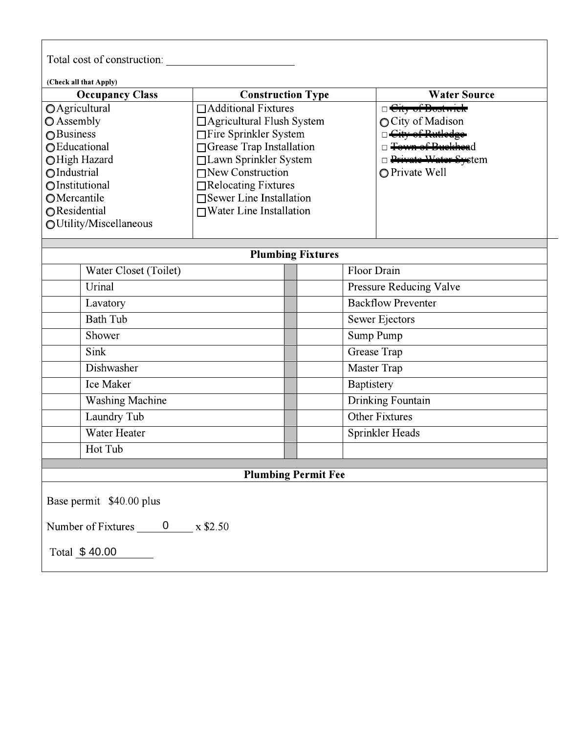Total cost of construction: ______________________

**(Check all that Apply)**

| Occupancy Class | Construction Type | Water Source |
|---|---|---|
| ○ Agricultural | ☐ Additional Fixtures | ☐ ~~City of Bostwick~~ |
| ○ Assembly | ☐ Agricultural Flush System | ○ City of Madison |
| ○ Business | ☐ Fire Sprinkler System | ☐ ~~City of Rutledge~~ |
| ○ Educational | ☐ Grease Trap Installation | ☐ ~~Town of Buckhead~~ |
| ○ High Hazard | ☐ Lawn Sprinkler System | ☐ ~~Private Water System~~ |
| ○ Industrial | ☐ New Construction | ○ Private Well |
| ○ Institutional | ☐ Relocating Fixtures | |
| ○ Mercantile | ☐ Sewer Line Installation | |
| ○ Residential | ☐ Water Line Installation | |
| ○ Utility/Miscellaneous | | |

## Plumbing Fixtures

| | | | | |
|---|---|---|---|---|
| | Water Closet (Toilet) | | | Floor Drain |
| | Urinal | | | Pressure Reducing Valve |
| | Lavatory | | | Backflow Preventer |
| | Bath Tub | | | Sewer Ejectors |
| | Shower | | | Sump Pump |
| | Sink | | | Grease Trap |
| | Dishwasher | | | Master Trap |
| | Ice Maker | | | Baptistery |
| | Washing Machine | | | Drinking Fountain |
| | Laundry Tub | | | Other Fixtures |
| | Water Heater | | | Sprinkler Heads |
| | Hot Tub | | | |

## Plumbing Permit Fee

Base permit $40.00 plus

Number of Fixtures 0 x $2.50

Total $ 40.00